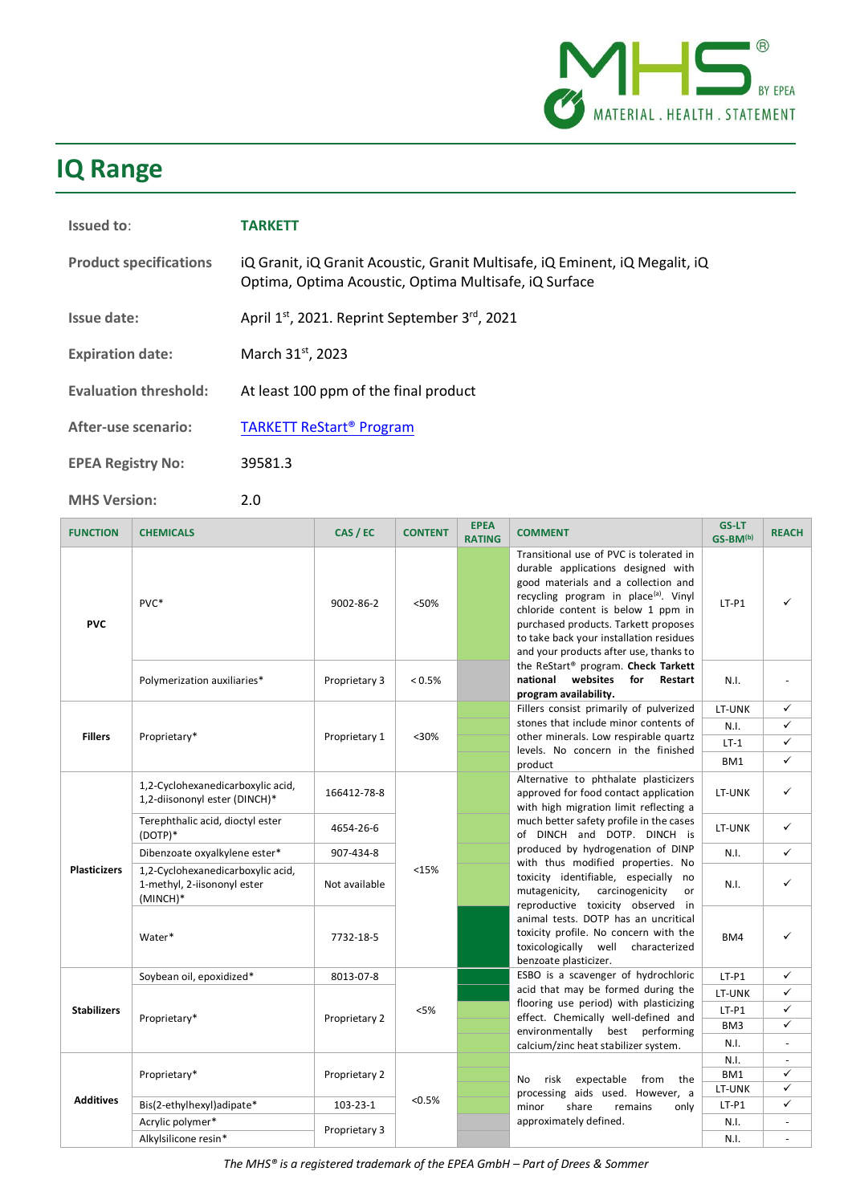# IQ Range

**Issued to:** **TARKETT**

**Product specifications** iQ Granit, iQ Granit Acoustic, Granit Multisafe, iQ Eminent, iQ Megalit, iQ Optima, Optima Acoustic, Optima Multisafe, iQ Surface

**Issue date:** April 1st, 2021. Reprint September 3rd, 2021

**Expiration date:** March 31st, 2023

**Evaluation threshold:** At least 100 ppm of the final product

**After-use scenario:** TARKETT ReStart® Program

**EPEA Registry No:** 39581.3

**MHS Version:** 2.0

| FUNCTION | CHEMICALS | CAS / EC | CONTENT | EPEA RATING | COMMENT | GS-LT GS-BM[b] | REACH |
|---|---|---|---|---|---|---|---|
| PVC | PVC* | 9002-86-2 | <50% | | Transitional use of PVC is tolerated in durable applications designed with good materials and a collection and recycling program in place[a]. Vinyl chloride content is below 1 ppm in purchased products. Tarkett proposes to take back your installation residues and your products after use, thanks to the ReStart® program. **Check Tarkett national websites for Restart program availability.** | LT-P1 | ✓ |
| | Polymerization auxiliaries* | Proprietary 3 | < 0.5% | | | N.I. | - |
| Fillers | Proprietary* | Proprietary 1 | <30% | | Fillers consist primarily of pulverized stones that include minor contents of other minerals. Low respirable quartz levels. No concern in the finished product | LT-UNK | ✓ |
| | | | | | | N.I. | ✓ |
| | | | | | | LT-1 | ✓ |
| | | | | | | BM1 | ✓ |
| Plasticizers | 1,2-Cyclohexanedicarboxylic acid, 1,2-diisononyl ester (DINCH)* | 166412-78-8 | <15% | | Alternative to phthalate plasticizers approved for food contact application with high migration limit reflecting a much better safety profile in the cases of DINCH and DOTP. DINCH is produced by hydrogenation of DINP with thus modified properties. No toxicity identifiable, especially no mutagenicity, carcinogenicity or reproductive toxicity observed in animal tests. DOTP has an uncritical toxicity profile. No concern with the toxicologically well characterized benzoate plasticizer. | LT-UNK | ✓ |
| | Terephthalic acid, dioctyl ester (DOTP)* | 4654-26-6 | | | | LT-UNK | ✓ |
| | Dibenzoate oxyalkylene ester* | 907-434-8 | | | | N.I. | ✓ |
| | 1,2-Cyclohexanedicarboxylic acid, 1-methyl, 2-iisononyl ester (MINCH)* | Not available | | | | N.I. | ✓ |
| | Water* | 7732-18-5 | | | | BM4 | ✓ |
| Stabilizers | Soybean oil, epoxidized* | 8013-07-8 | <5% | | ESBO is a scavenger of hydrochloric acid that may be formed during the flooring use period) with plasticizing effect. Chemically well-defined and environmentally best performing calcium/zinc heat stabilizer system. | LT-P1 | ✓ |
| | Proprietary* | Proprietary 2 | | | | LT-UNK | ✓ |
| | | | | | | LT-P1 | ✓ |
| | | | | | | BM3 | ✓ |
| | | | | | | N.I. | - |
| Additives | Proprietary* | Proprietary 2 | <0.5% | | No risk expectable from the processing aids used. However, a minor share remains only approximately defined. | N.I. | - |
| | | | | | | BM1 | ✓ |
| | | | | | | LT-UNK | ✓ |
| | Bis(2-ethylhexyl)adipate* | 103-23-1 | | | | LT-P1 | ✓ |
| | Acrylic polymer* | Proprietary 3 | | | | N.I. | - |
| | Alkylsilicone resin* | | | | | N.I. | - |

*The MHS® is a registered trademark of the EPEA GmbH – Part of Drees & Sommer*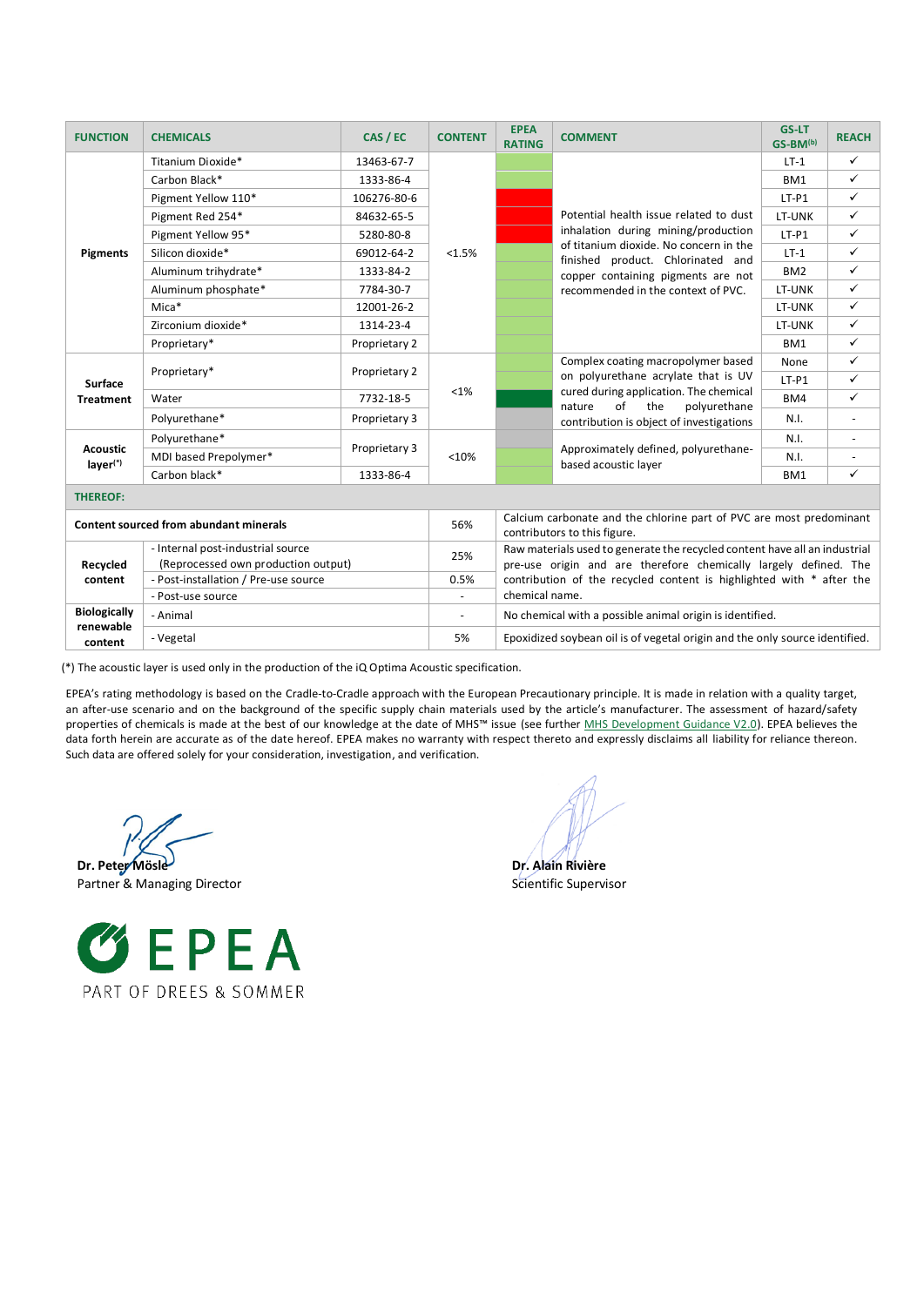| FUNCTION | CHEMICALS | CAS / EC | CONTENT | EPEA RATING | COMMENT | GS-LT GS-BM[b] | REACH |
|---|---|---|---|---|---|---|---|
| Pigments | Titanium Dioxide* | 13463-67-7 | <1.5% | | Potential health issue related to dust inhalation during mining/production of titanium dioxide. No concern in the finished product. Chlorinated and copper containing pigments are not recommended in the context of PVC. | LT-1 | ✓ |
| | Carbon Black* | 1333-86-4 | | | | BM1 | ✓ |
| | Pigment Yellow 110* | 106276-80-6 | | | | LT-P1 | ✓ |
| | Pigment Red 254* | 84632-65-5 | | | | LT-UNK | ✓ |
| | Pigment Yellow 95* | 5280-80-8 | | | | LT-P1 | ✓ |
| | Silicon dioxide* | 69012-64-2 | | | | LT-1 | ✓ |
| | Aluminum trihydrate* | 1333-84-2 | | | | BM2 | ✓ |
| | Aluminum phosphate* | 7784-30-7 | | | | LT-UNK | ✓ |
| | Mica* | 12001-26-2 | | | | LT-UNK | ✓ |
| | Zirconium dioxide* | 1314-23-4 | | | | LT-UNK | ✓ |
| | Proprietary* | Proprietary 2 | | | | BM1 | ✓ |
| Surface Treatment | Proprietary* | Proprietary 2 | <1% | | Complex coating macropolymer based on polyurethane acrylate that is UV cured during application. The chemical nature of the polyurethane contribution is object of investigations | None | ✓ |
| | | | | | | LT-P1 | ✓ |
| | Water | 7732-18-5 | | | | BM4 | ✓ |
| | Polyurethane* | Proprietary 3 | | | | N.I. | - |
| Acoustic layer(*) | Polyurethane* | Proprietary 3 | <10% | | Approximately defined, polyurethane-based acoustic layer | N.I. | - |
| | MDI based Prepolymer* | | | | | N.I. | - |
| | Carbon black* | 1333-86-4 | | | | BM1 | ✓ |
| **THEREOF:** | | | | | | | |
| Content sourced from abundant minerals | | | 56% | Calcium carbonate and the chlorine part of PVC are most predominant contributors to this figure. | | | |
| Recycled content | - Internal post-industrial source (Reprocessed own production output) | | 25% | Raw materials used to generate the recycled content have all an industrial pre-use origin and are therefore chemically largely defined. The contribution of the recycled content is highlighted with * after the chemical name. | | | |
| | - Post-installation / Pre-use source | | 0.5% | | | | |
| | - Post-use source | | - | | | | |
| Biologically renewable content | - Animal | | - | No chemical with a possible animal origin is identified. | | | |
| | - Vegetal | | 5% | Epoxidized soybean oil is of vegetal origin and the only source identified. | | | |

(*) The acoustic layer is used only in the production of the iQ Optima Acoustic specification.

EPEA's rating methodology is based on the Cradle-to-Cradle approach with the European Precautionary principle. It is made in relation with a quality target, an after-use scenario and on the background of the specific supply chain materials used by the article's manufacturer. The assessment of hazard/safety properties of chemicals is made at the best of our knowledge at the date of MHS™ issue (see further MHS Development Guidance V2.0). EPEA believes the data forth herein are accurate as of the date hereof. EPEA makes no warranty with respect thereto and expressly disclaims all liability for reliance thereon. Such data are offered solely for your consideration, investigation, and verification.

**Dr. Peter Mösle**
Partner & Managing Director

**Dr. Alain Rivière**
Scientific Supervisor

EPEA
PART OF DREES & SOMMER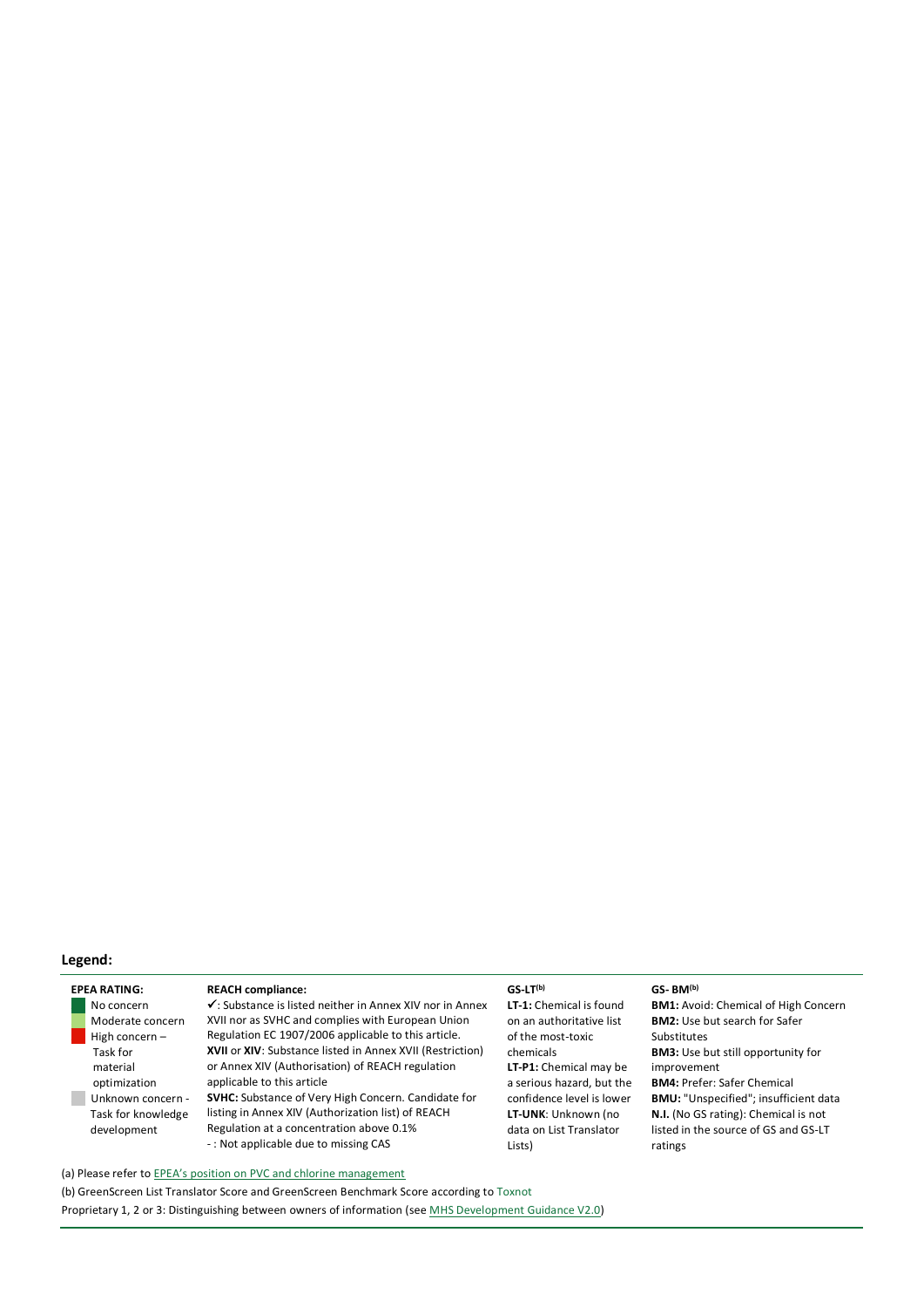**Legend:**

**EPEA RATING:**

- No concern
- Moderate concern
- High concern – Task for material optimization
- Unknown concern - Task for knowledge development

**REACH compliance:**

✓: Substance is listed neither in Annex XIV nor in Annex XVII nor as SVHC and complies with European Union Regulation EC 1907/2006 applicable to this article.

**XVII** or **XIV**: Substance listed in Annex XVII (Restriction) or Annex XIV (Authorisation) of REACH regulation applicable to this article

**SVHC:** Substance of Very High Concern. Candidate for listing in Annex XIV (Authorization list) of REACH Regulation at a concentration above 0.1%

- : Not applicable due to missing CAS

**GS-LT[b]**

**LT-1:** Chemical is found on an authoritative list of the most-toxic chemicals

**LT-P1:** Chemical may be a serious hazard, but the confidence level is lower

**LT-UNK**: Unknown (no data on List Translator Lists)

**GS- BM[b]**

**BM1:** Avoid: Chemical of High Concern

**BM2:** Use but search for Safer Substitutes

**BM3:** Use but still opportunity for improvement

**BM4:** Prefer: Safer Chemical

**BMU:** "Unspecified"; insufficient data

**N.I.** (No GS rating): Chemical is not listed in the source of GS and GS-LT ratings

(a) Please refer to EPEA's position on PVC and chlorine management

(b) GreenScreen List Translator Score and GreenScreen Benchmark Score according to Toxnot

Proprietary 1, 2 or 3: Distinguishing between owners of information (see MHS Development Guidance V2.0)